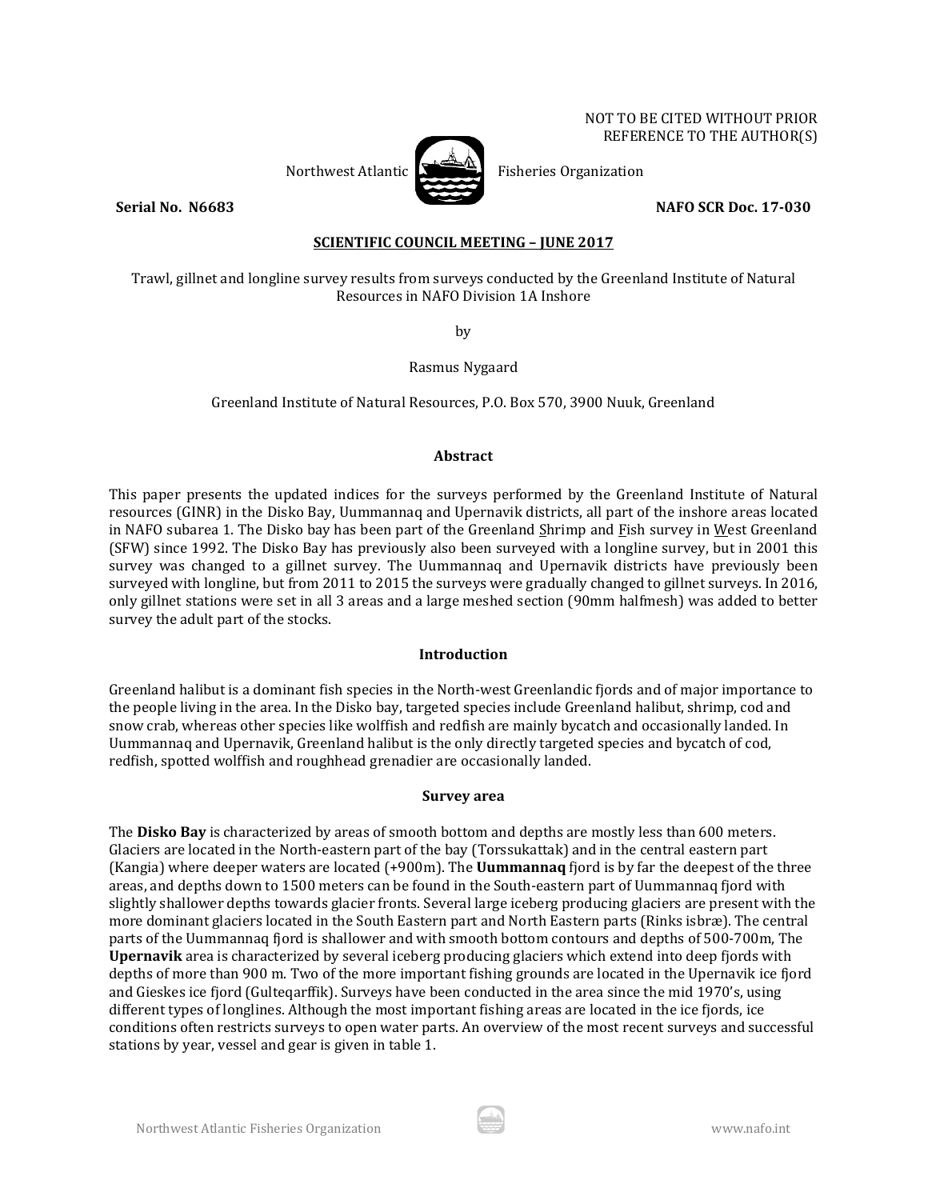NOT TO BE CITED WITHOUT PRIOR
REFERENCE TO THE AUTHOR(S)

Northwest Atlantic Fisheries Organization

**Serial No. N6683** **NAFO SCR Doc. 17-030**

**SCIENTIFIC COUNCIL MEETING – JUNE 2017**

# Trawl, gillnet and longline survey results from surveys conducted by the Greenland Institute of Natural Resources in NAFO Division 1A Inshore

by

Rasmus Nygaard

Greenland Institute of Natural Resources, P.O. Box 570, 3900 Nuuk, Greenland

## Abstract

This paper presents the updated indices for the surveys performed by the Greenland Institute of Natural resources (GINR) in the Disko Bay, Uummannaq and Upernavik districts, all part of the inshore areas located in NAFO subarea 1. The Disko bay has been part of the Greenland Shrimp and Fish survey in West Greenland (SFW) since 1992. The Disko Bay has previously also been surveyed with a longline survey, but in 2001 this survey was changed to a gillnet survey. The Uummannaq and Upernavik districts have previously been surveyed with longline, but from 2011 to 2015 the surveys were gradually changed to gillnet surveys. In 2016, only gillnet stations were set in all 3 areas and a large meshed section (90mm halfmesh) was added to better survey the adult part of the stocks.

## Introduction

Greenland halibut is a dominant fish species in the North-west Greenlandic fjords and of major importance to the people living in the area. In the Disko bay, targeted species include Greenland halibut, shrimp, cod and snow crab, whereas other species like wolffish and redfish are mainly bycatch and occasionally landed. In Uummannaq and Upernavik, Greenland halibut is the only directly targeted species and bycatch of cod, redfish, spotted wolffish and roughhead grenadier are occasionally landed.

## Survey area

The **Disko Bay** is characterized by areas of smooth bottom and depths are mostly less than 600 meters. Glaciers are located in the North-eastern part of the bay (Torssukattak) and in the central eastern part (Kangia) where deeper waters are located (+900m). The **Uummannaq** fjord is by far the deepest of the three areas, and depths down to 1500 meters can be found in the South-eastern part of Uummannaq fjord with slightly shallower depths towards glacier fronts. Several large iceberg producing glaciers are present with the more dominant glaciers located in the South Eastern part and North Eastern parts (Rinks isbræ). The central parts of the Uummannaq fjord is shallower and with smooth bottom contours and depths of 500-700m, The **Upernavik** area is characterized by several iceberg producing glaciers which extend into deep fjords with depths of more than 900 m. Two of the more important fishing grounds are located in the Upernavik ice fjord and Gieskes ice fjord (Gulteqarffik). Surveys have been conducted in the area since the mid 1970's, using different types of longlines. Although the most important fishing areas are located in the ice fjords, ice conditions often restricts surveys to open water parts. An overview of the most recent surveys and successful stations by year, vessel and gear is given in table 1.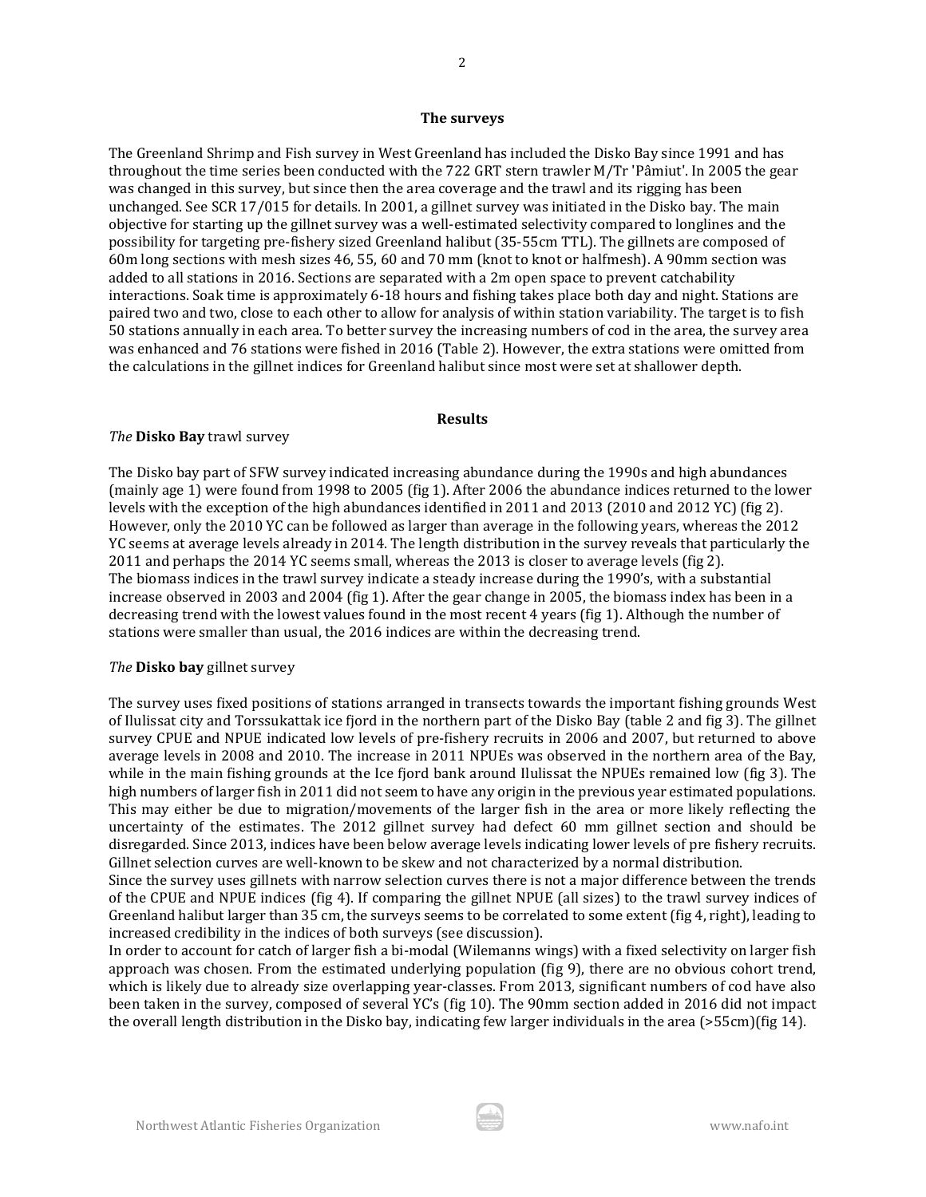## The surveys

The Greenland Shrimp and Fish survey in West Greenland has included the Disko Bay since 1991 and has throughout the time series been conducted with the 722 GRT stern trawler M/Tr 'Pâmiut'. In 2005 the gear was changed in this survey, but since then the area coverage and the trawl and its rigging has been unchanged. See SCR 17/015 for details. In 2001, a gillnet survey was initiated in the Disko bay. The main objective for starting up the gillnet survey was a well-estimated selectivity compared to longlines and the possibility for targeting pre-fishery sized Greenland halibut (35-55cm TTL). The gillnets are composed of 60m long sections with mesh sizes 46, 55, 60 and 70 mm (knot to knot or halfmesh). A 90mm section was added to all stations in 2016. Sections are separated with a 2m open space to prevent catchability interactions. Soak time is approximately 6-18 hours and fishing takes place both day and night. Stations are paired two and two, close to each other to allow for analysis of within station variability. The target is to fish 50 stations annually in each area. To better survey the increasing numbers of cod in the area, the survey area was enhanced and 76 stations were fished in 2016 (Table 2). However, the extra stations were omitted from the calculations in the gillnet indices for Greenland halibut since most were set at shallower depth.

## Results

*The* **Disko Bay** trawl survey

The Disko bay part of SFW survey indicated increasing abundance during the 1990s and high abundances (mainly age 1) were found from 1998 to 2005 (fig 1). After 2006 the abundance indices returned to the lower levels with the exception of the high abundances identified in 2011 and 2013 (2010 and 2012 YC) (fig 2). However, only the 2010 YC can be followed as larger than average in the following years, whereas the 2012 YC seems at average levels already in 2014. The length distribution in the survey reveals that particularly the 2011 and perhaps the 2014 YC seems small, whereas the 2013 is closer to average levels (fig 2).
The biomass indices in the trawl survey indicate a steady increase during the 1990's, with a substantial increase observed in 2003 and 2004 (fig 1). After the gear change in 2005, the biomass index has been in a decreasing trend with the lowest values found in the most recent 4 years (fig 1). Although the number of stations were smaller than usual, the 2016 indices are within the decreasing trend.

*The* **Disko bay** gillnet survey

The survey uses fixed positions of stations arranged in transects towards the important fishing grounds West of Ilulissat city and Torssukattak ice fjord in the northern part of the Disko Bay (table 2 and fig 3). The gillnet survey CPUE and NPUE indicated low levels of pre-fishery recruits in 2006 and 2007, but returned to above average levels in 2008 and 2010. The increase in 2011 NPUEs was observed in the northern area of the Bay, while in the main fishing grounds at the Ice fjord bank around Ilulissat the NPUEs remained low (fig 3). The high numbers of larger fish in 2011 did not seem to have any origin in the previous year estimated populations. This may either be due to migration/movements of the larger fish in the area or more likely reflecting the uncertainty of the estimates. The 2012 gillnet survey had defect 60 mm gillnet section and should be disregarded. Since 2013, indices have been below average levels indicating lower levels of pre fishery recruits. Gillnet selection curves are well-known to be skew and not characterized by a normal distribution.
Since the survey uses gillnets with narrow selection curves there is not a major difference between the trends of the CPUE and NPUE indices (fig 4). If comparing the gillnet NPUE (all sizes) to the trawl survey indices of Greenland halibut larger than 35 cm, the surveys seems to be correlated to some extent (fig 4, right), leading to increased credibility in the indices of both surveys (see discussion).
In order to account for catch of larger fish a bi-modal (Wilemanns wings) with a fixed selectivity on larger fish approach was chosen. From the estimated underlying population (fig 9), there are no obvious cohort trend, which is likely due to already size overlapping year-classes. From 2013, significant numbers of cod have also been taken in the survey, composed of several YC's (fig 10). The 90mm section added in 2016 did not impact the overall length distribution in the Disko bay, indicating few larger individuals in the area (>55cm)(fig 14).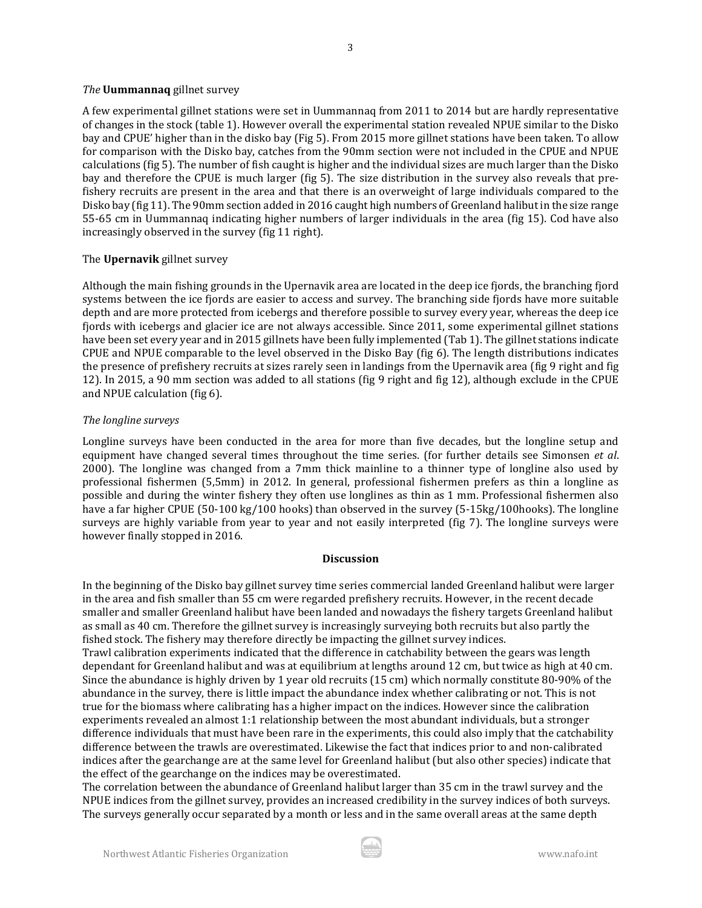### *The* **Uummannaq** gillnet survey

A few experimental gillnet stations were set in Uummannaq from 2011 to 2014 but are hardly representative of changes in the stock (table 1). However overall the experimental station revealed NPUE similar to the Disko bay and CPUE' higher than in the disko bay (Fig 5). From 2015 more gillnet stations have been taken. To allow for comparison with the Disko bay, catches from the 90mm section were not included in the CPUE and NPUE calculations (fig 5). The number of fish caught is higher and the individual sizes are much larger than the Disko bay and therefore the CPUE is much larger (fig 5). The size distribution in the survey also reveals that pre-fishery recruits are present in the area and that there is an overweight of large individuals compared to the Disko bay (fig 11). The 90mm section added in 2016 caught high numbers of Greenland halibut in the size range 55-65 cm in Uummannaq indicating higher numbers of larger individuals in the area (fig 15). Cod have also increasingly observed in the survey (fig 11 right).

### The **Upernavik** gillnet survey

Although the main fishing grounds in the Upernavik area are located in the deep ice fjords, the branching fjord systems between the ice fjords are easier to access and survey. The branching side fjords have more suitable depth and are more protected from icebergs and therefore possible to survey every year, whereas the deep ice fjords with icebergs and glacier ice are not always accessible. Since 2011, some experimental gillnet stations have been set every year and in 2015 gillnets have been fully implemented (Tab 1). The gillnet stations indicate CPUE and NPUE comparable to the level observed in the Disko Bay (fig 6). The length distributions indicates the presence of prefishery recruits at sizes rarely seen in landings from the Upernavik area (fig 9 right and fig 12). In 2015, a 90 mm section was added to all stations (fig 9 right and fig 12), although exclude in the CPUE and NPUE calculation (fig 6).

### *The longline surveys*

Longline surveys have been conducted in the area for more than five decades, but the longline setup and equipment have changed several times throughout the time series. (for further details see Simonsen *et al*. 2000). The longline was changed from a 7mm thick mainline to a thinner type of longline also used by professional fishermen (5,5mm) in 2012. In general, professional fishermen prefers as thin a longline as possible and during the winter fishery they often use longlines as thin as 1 mm. Professional fishermen also have a far higher CPUE (50-100 kg/100 hooks) than observed in the survey (5-15kg/100hooks). The longline surveys are highly variable from year to year and not easily interpreted (fig 7). The longline surveys were however finally stopped in 2016.

## Discussion

In the beginning of the Disko bay gillnet survey time series commercial landed Greenland halibut were larger in the area and fish smaller than 55 cm were regarded prefishery recruits. However, in the recent decade smaller and smaller Greenland halibut have been landed and nowadays the fishery targets Greenland halibut as small as 40 cm. Therefore the gillnet survey is increasingly surveying both recruits but also partly the fished stock. The fishery may therefore directly be impacting the gillnet survey indices.

Trawl calibration experiments indicated that the difference in catchability between the gears was length dependant for Greenland halibut and was at equilibrium at lengths around 12 cm, but twice as high at 40 cm. Since the abundance is highly driven by 1 year old recruits (15 cm) which normally constitute 80-90% of the abundance in the survey, there is little impact the abundance index whether calibrating or not. This is not true for the biomass where calibrating has a higher impact on the indices. However since the calibration experiments revealed an almost 1:1 relationship between the most abundant individuals, but a stronger difference individuals that must have been rare in the experiments, this could also imply that the catchability difference between the trawls are overestimated. Likewise the fact that indices prior to and non-calibrated indices after the gearchange are at the same level for Greenland halibut (but also other species) indicate that the effect of the gearchange on the indices may be overestimated.

The correlation between the abundance of Greenland halibut larger than 35 cm in the trawl survey and the NPUE indices from the gillnet survey, provides an increased credibility in the survey indices of both surveys. The surveys generally occur separated by a month or less and in the same overall areas at the same depth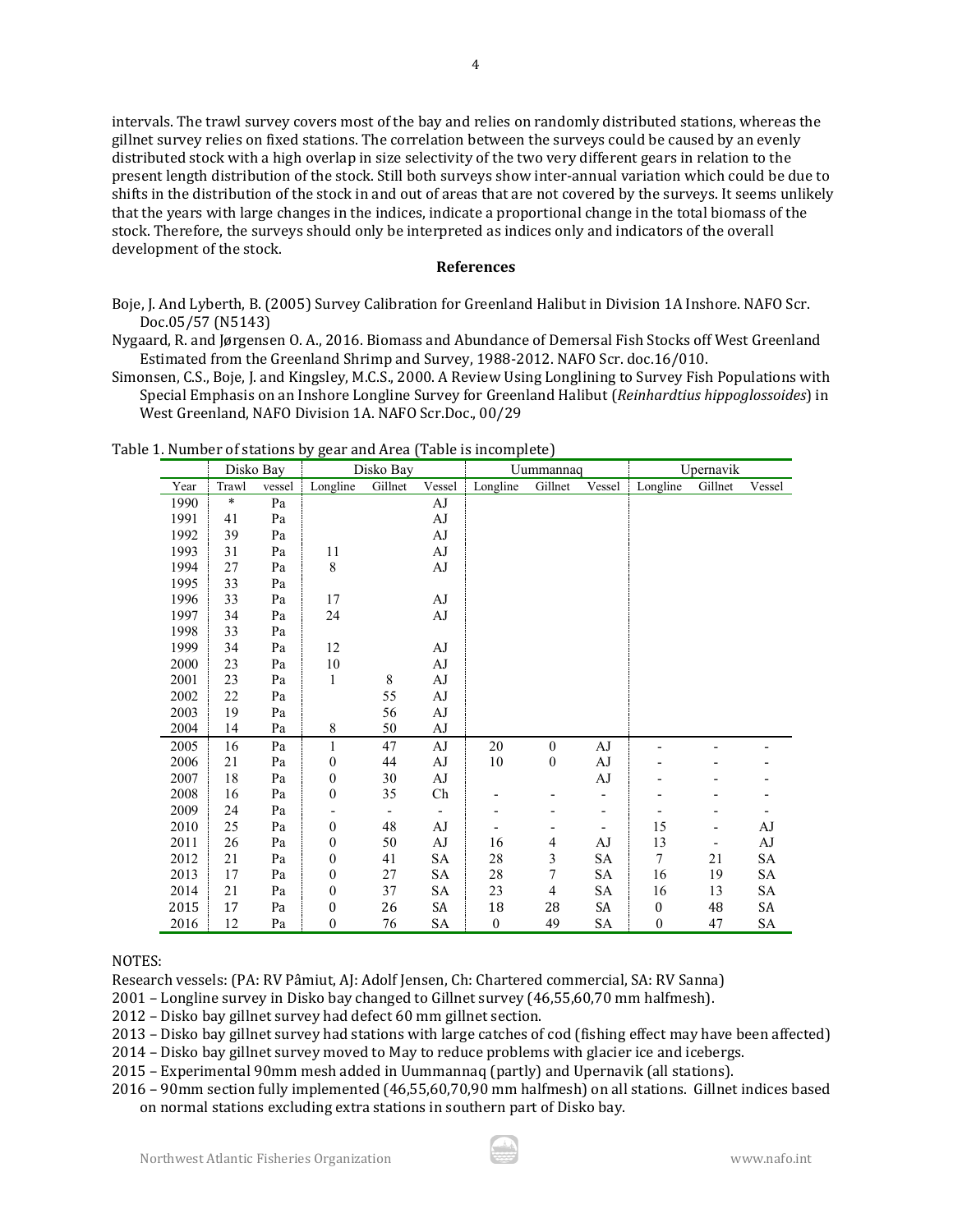intervals. The trawl survey covers most of the bay and relies on randomly distributed stations, whereas the gillnet survey relies on fixed stations. The correlation between the surveys could be caused by an evenly distributed stock with a high overlap in size selectivity of the two very different gears in relation to the present length distribution of the stock. Still both surveys show inter-annual variation which could be due to shifts in the distribution of the stock in and out of areas that are not covered by the surveys. It seems unlikely that the years with large changes in the indices, indicate a proportional change in the total biomass of the stock. Therefore, the surveys should only be interpreted as indices only and indicators of the overall development of the stock.

## References

Boje, J. And Lyberth, B. (2005) Survey Calibration for Greenland Halibut in Division 1A Inshore. NAFO Scr. Doc.05/57 (N5143)

Nygaard, R. and Jørgensen O. A., 2016. Biomass and Abundance of Demersal Fish Stocks off West Greenland Estimated from the Greenland Shrimp and Survey, 1988-2012. NAFO Scr. doc.16/010.

Simonsen, C.S., Boje, J. and Kingsley, M.C.S., 2000. A Review Using Longlining to Survey Fish Populations with Special Emphasis on an Inshore Longline Survey for Greenland Halibut (*Reinhardtius hippoglossoides*) in West Greenland, NAFO Division 1A. NAFO Scr.Doc., 00/29

Table 1. Number of stations by gear and Area (Table is incomplete)

| | Disko Bay | | Disko Bay | | | Uummannaq | | | Upernavik | | |
|---|---|---|---|---|---|---|---|---|---|---|---|
| Year | Trawl | vessel | Longline | Gillnet | Vessel | Longline | Gillnet | Vessel | Longline | Gillnet | Vessel |
| 1990 | * | Pa | | | AJ | | | | | | |
| 1991 | 41 | Pa | | | AJ | | | | | | |
| 1992 | 39 | Pa | | | AJ | | | | | | |
| 1993 | 31 | Pa | 11 | | AJ | | | | | | |
| 1994 | 27 | Pa | 8 | | AJ | | | | | | |
| 1995 | 33 | Pa | | | | | | | | | |
| 1996 | 33 | Pa | 17 | | AJ | | | | | | |
| 1997 | 34 | Pa | 24 | | AJ | | | | | | |
| 1998 | 33 | Pa | | | | | | | | | |
| 1999 | 34 | Pa | 12 | | AJ | | | | | | |
| 2000 | 23 | Pa | 10 | | AJ | | | | | | |
| 2001 | 23 | Pa | 1 | 8 | AJ | | | | | | |
| 2002 | 22 | Pa | | 55 | AJ | | | | | | |
| 2003 | 19 | Pa | | 56 | AJ | | | | | | |
| 2004 | 14 | Pa | 8 | 50 | AJ | | | | | | |
| 2005 | 16 | Pa | 1 | 47 | AJ | 20 | 0 | AJ | - | - | - |
| 2006 | 21 | Pa | 0 | 44 | AJ | 10 | 0 | AJ | - | - | - |
| 2007 | 18 | Pa | 0 | 30 | AJ | | | AJ | - | - | - |
| 2008 | 16 | Pa | 0 | 35 | Ch | - | - | - | - | - | - |
| 2009 | 24 | Pa | - | - | - | - | - | - | - | - | - |
| 2010 | 25 | Pa | 0 | 48 | AJ | - | - | - | 15 | - | AJ |
| 2011 | 26 | Pa | 0 | 50 | AJ | 16 | 4 | AJ | 13 | - | AJ |
| 2012 | 21 | Pa | 0 | 41 | SA | 28 | 3 | SA | 7 | 21 | SA |
| 2013 | 17 | Pa | 0 | 27 | SA | 28 | 7 | SA | 16 | 19 | SA |
| 2014 | 21 | Pa | 0 | 37 | SA | 23 | 4 | SA | 16 | 13 | SA |
| 2015 | 17 | Pa | 0 | 26 | SA | 18 | 28 | SA | 0 | 48 | SA |
| 2016 | 12 | Pa | 0 | 76 | SA | 0 | 49 | SA | 0 | 47 | SA |

NOTES:

Research vessels: (PA: RV Pâmiut, AJ: Adolf Jensen, Ch: Chartered commercial, SA: RV Sanna)

2001 – Longline survey in Disko bay changed to Gillnet survey (46,55,60,70 mm halfmesh).

2012 – Disko bay gillnet survey had defect 60 mm gillnet section.

2013 – Disko bay gillnet survey had stations with large catches of cod (fishing effect may have been affected)

2014 – Disko bay gillnet survey moved to May to reduce problems with glacier ice and icebergs.

2015 – Experimental 90mm mesh added in Uummannaq (partly) and Upernavik (all stations).

2016 – 90mm section fully implemented (46,55,60,70,90 mm halfmesh) on all stations. Gillnet indices based on normal stations excluding extra stations in southern part of Disko bay.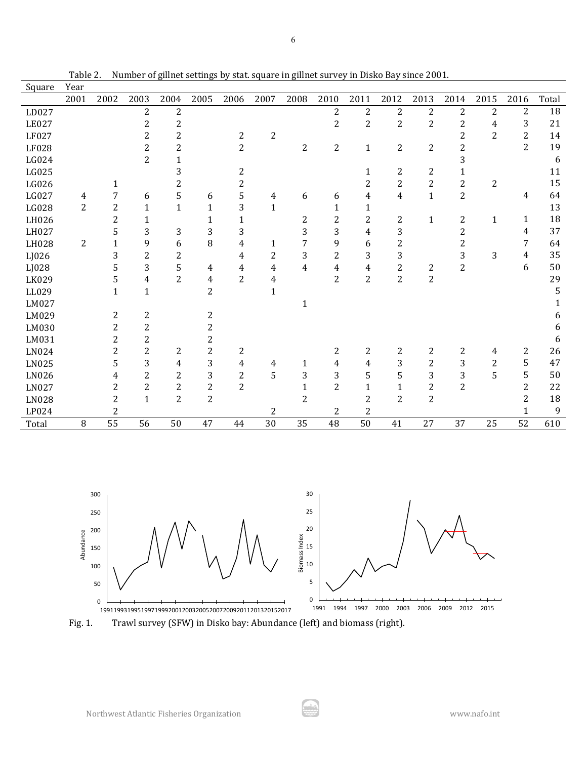Table 2. Number of gillnet settings by stat. square in gillnet survey in Disko Bay since 2001.

| Square | Year | | | | | | | | | | | | | | | |
|---|---|---|---|---|---|---|---|---|---|---|---|---|---|---|---|---|
| | 2001 | 2002 | 2003 | 2004 | 2005 | 2006 | 2007 | 2008 | 2010 | 2011 | 2012 | 2013 | 2014 | 2015 | 2016 | Total |
| LD027 | | | 2 | 2 | | | | | 2 | 2 | 2 | 2 | 2 | 2 | 2 | 18 |
| LE027 | | | 2 | 2 | | | | | 2 | 2 | 2 | 2 | 2 | 4 | 3 | 21 |
| LF027 | | | 2 | 2 | | 2 | 2 | | | | | | 2 | 2 | 2 | 14 |
| LF028 | | | 2 | 2 | | 2 | | 2 | 2 | 1 | 2 | 2 | 2 | | 2 | 19 |
| LG024 | | | 2 | 1 | | | | | | | | | 3 | | | 6 |
| LG025 | | | | 3 | | 2 | | | | 1 | 2 | 2 | 1 | | | 11 |
| LG026 | | 1 | | 2 | | 2 | | | | 2 | 2 | 2 | 2 | 2 | | 15 |
| LG027 | 4 | 7 | 6 | 5 | 6 | 5 | 4 | 6 | 6 | 4 | 4 | 1 | 2 | | 4 | 64 |
| LG028 | 2 | 2 | 1 | 1 | 1 | 3 | 1 | | 1 | 1 | | | | | | 13 |
| LH026 | | 2 | 1 | | 1 | 1 | | 2 | 2 | 2 | 2 | 1 | 2 | 1 | 1 | 18 |
| LH027 | | 5 | 3 | 3 | 3 | 3 | | 3 | 3 | 4 | 3 | | 2 | | 4 | 37 |
| LH028 | 2 | 1 | 9 | 6 | 8 | 4 | 1 | 7 | 9 | 6 | 2 | | 2 | | 7 | 64 |
| LJ026 | | 3 | 2 | 2 | | 4 | 2 | 3 | 2 | 3 | 3 | | 3 | 3 | 4 | 35 |
| LJ028 | | 5 | 3 | 5 | 4 | 4 | 4 | 4 | 4 | 4 | 2 | 2 | 2 | | 6 | 50 |
| LK029 | | 5 | 4 | 2 | 4 | 2 | 4 | | 2 | 2 | 2 | 2 | | | | 29 |
| LL029 | | 1 | 1 | | 2 | | 1 | | | | | | | | | 5 |
| LM027 | | | | | | | | 1 | | | | | | | | 1 |
| LM029 | | 2 | 2 | | 2 | | | | | | | | | | | 6 |
| LM030 | | 2 | 2 | | 2 | | | | | | | | | | | 6 |
| LM031 | | 2 | 2 | | 2 | | | | | | | | | | | 6 |
| LN024 | | 2 | 2 | 2 | 2 | 2 | | | 2 | 2 | 2 | 2 | 2 | 4 | 2 | 26 |
| LN025 | | 5 | 3 | 4 | 3 | 4 | 4 | 1 | 4 | 4 | 3 | 2 | 3 | 2 | 5 | 47 |
| LN026 | | 4 | 2 | 2 | 3 | 2 | 5 | 3 | 3 | 5 | 5 | 3 | 3 | 5 | 5 | 50 |
| LN027 | | 2 | 2 | 2 | 2 | 2 | | 1 | 2 | 1 | 1 | 2 | 2 | | 2 | 22 |
| LN028 | | 2 | 1 | 2 | 2 | | | 2 | | 2 | 2 | 2 | | | 2 | 18 |
| LP024 | | 2 | | | | | 2 | | 2 | 2 | | | | | 1 | 9 |
| Total | 8 | 55 | 56 | 50 | 47 | 44 | 30 | 35 | 48 | 50 | 41 | 27 | 37 | 25 | 52 | 610 |

Fig. 1. Trawl survey (SFW) in Disko bay: Abundance (left) and biomass (right).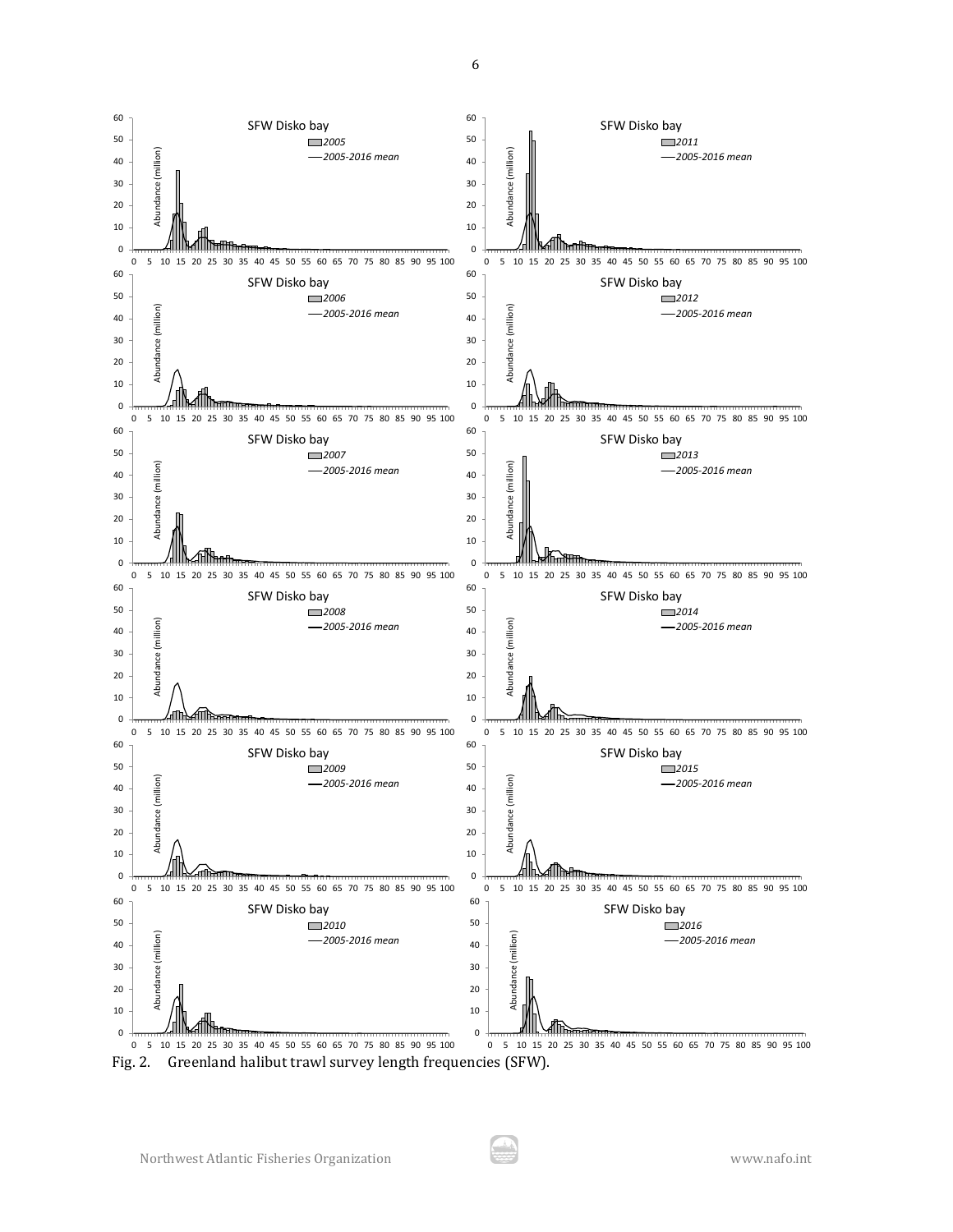Fig. 2. Greenland halibut trawl survey length frequencies (SFW).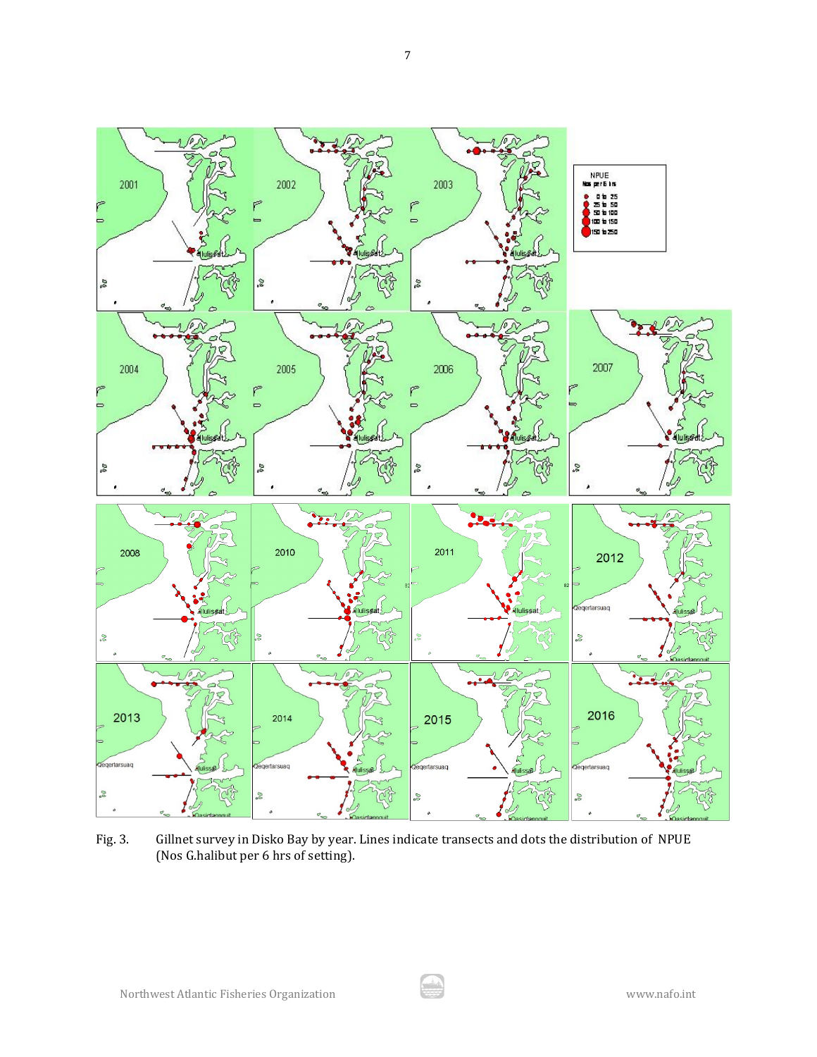Fig. 3. Gillnet survey in Disko Bay by year. Lines indicate transects and dots the distribution of NPUE (Nos G.halibut per 6 hrs of setting).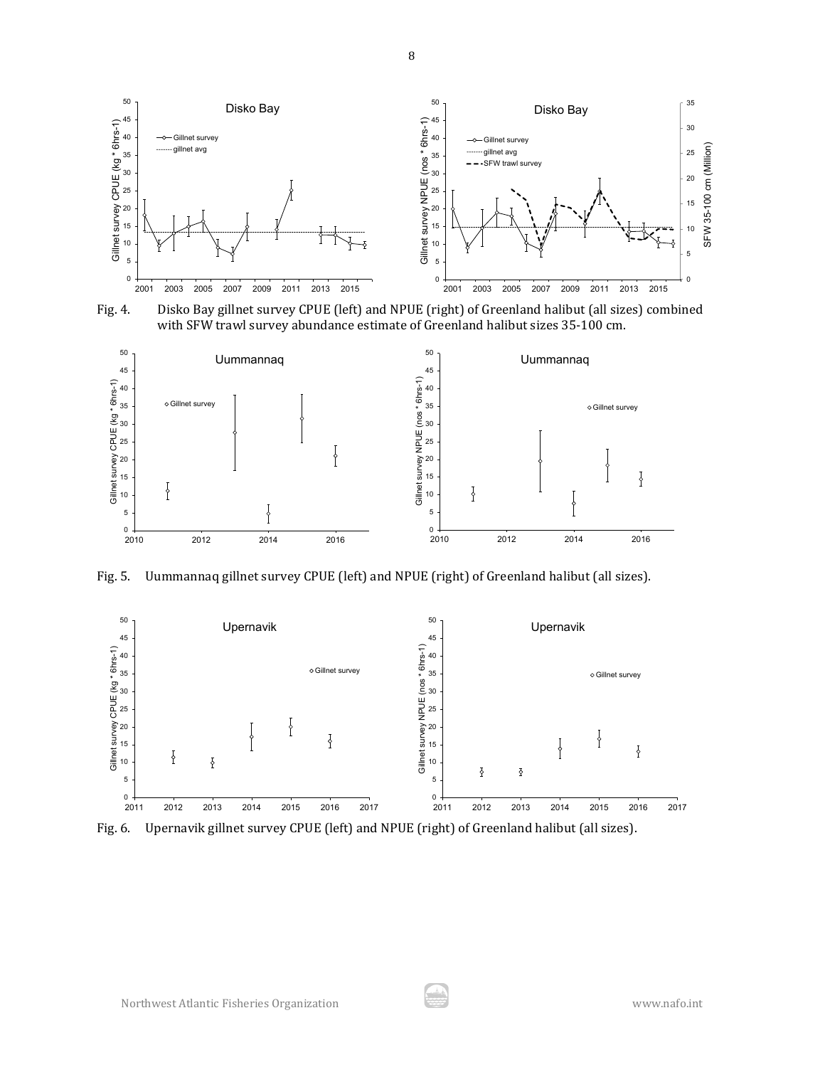Fig. 4. Disko Bay gillnet survey CPUE (left) and NPUE (right) of Greenland halibut (all sizes) combined with SFW trawl survey abundance estimate of Greenland halibut sizes 35-100 cm.

Fig. 5. Uummannaq gillnet survey CPUE (left) and NPUE (right) of Greenland halibut (all sizes).

Fig. 6. Upernavik gillnet survey CPUE (left) and NPUE (right) of Greenland halibut (all sizes).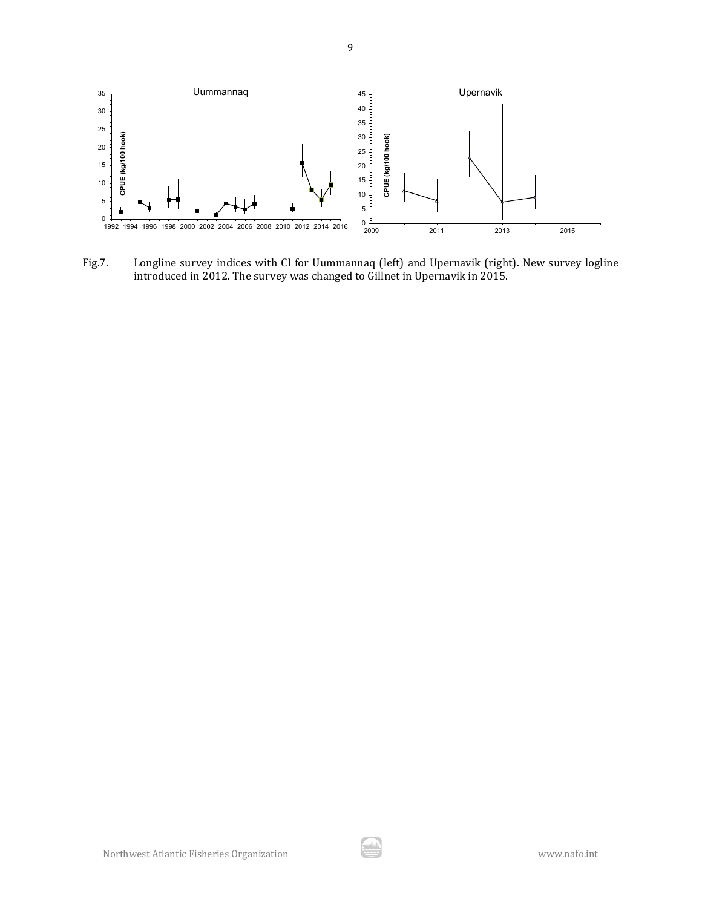Fig.7. Longline survey indices with CI for Uummannaq (left) and Upernavik (right). New survey logline introduced in 2012. The survey was changed to Gillnet in Upernavik in 2015.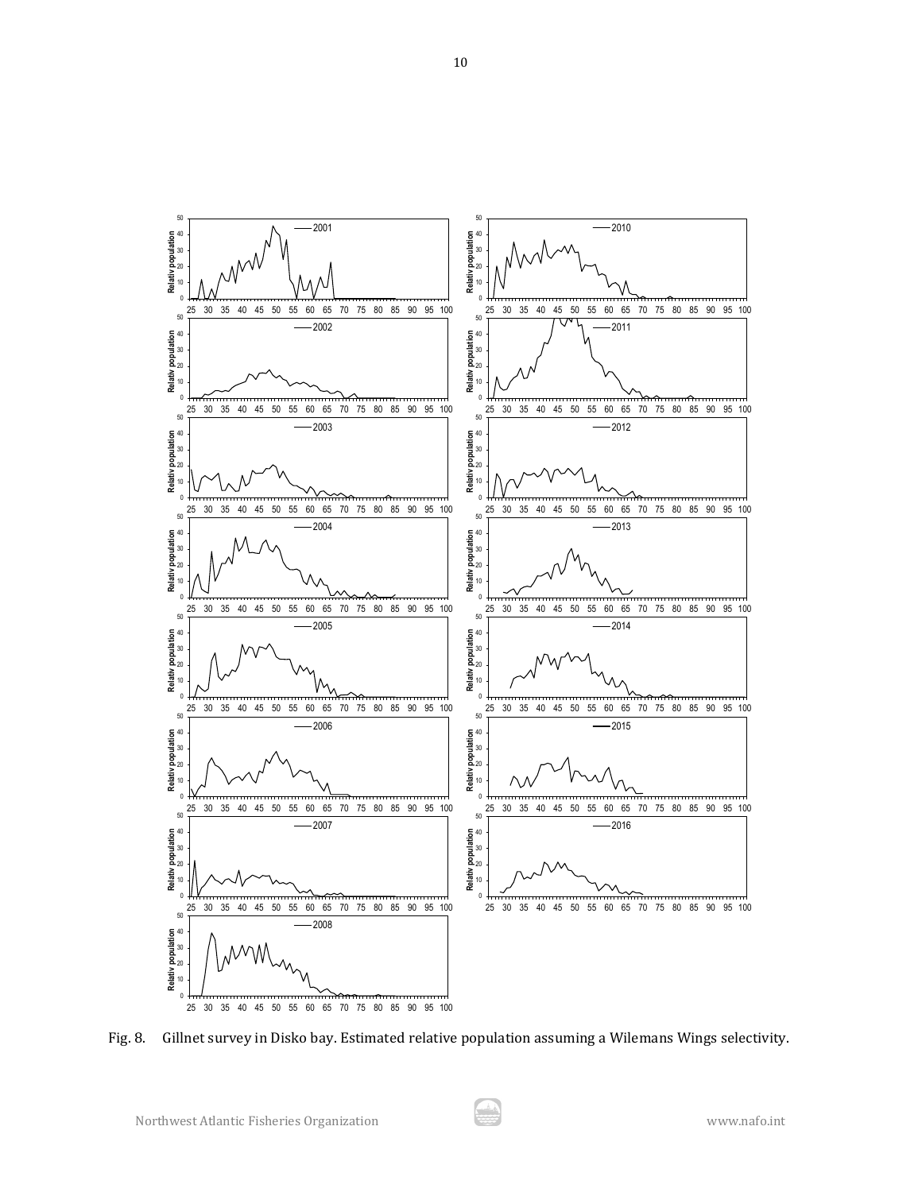Fig. 8. Gillnet survey in Disko bay. Estimated relative population assuming a Wilemans Wings selectivity.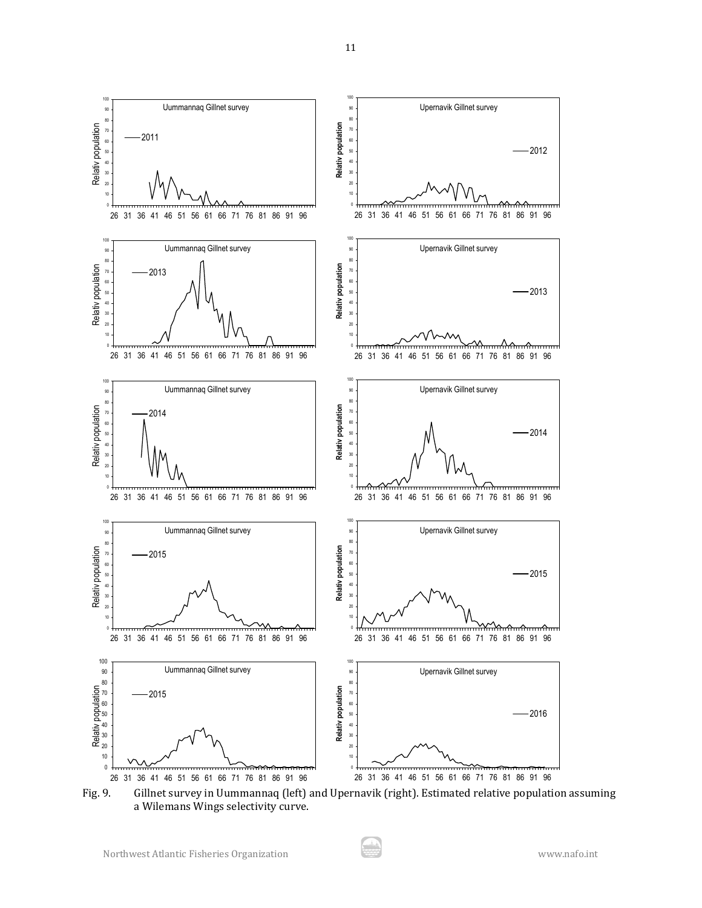Fig. 9. Gillnet survey in Uummannaq (left) and Upernavik (right). Estimated relative population assuming a Wilemans Wings selectivity curve.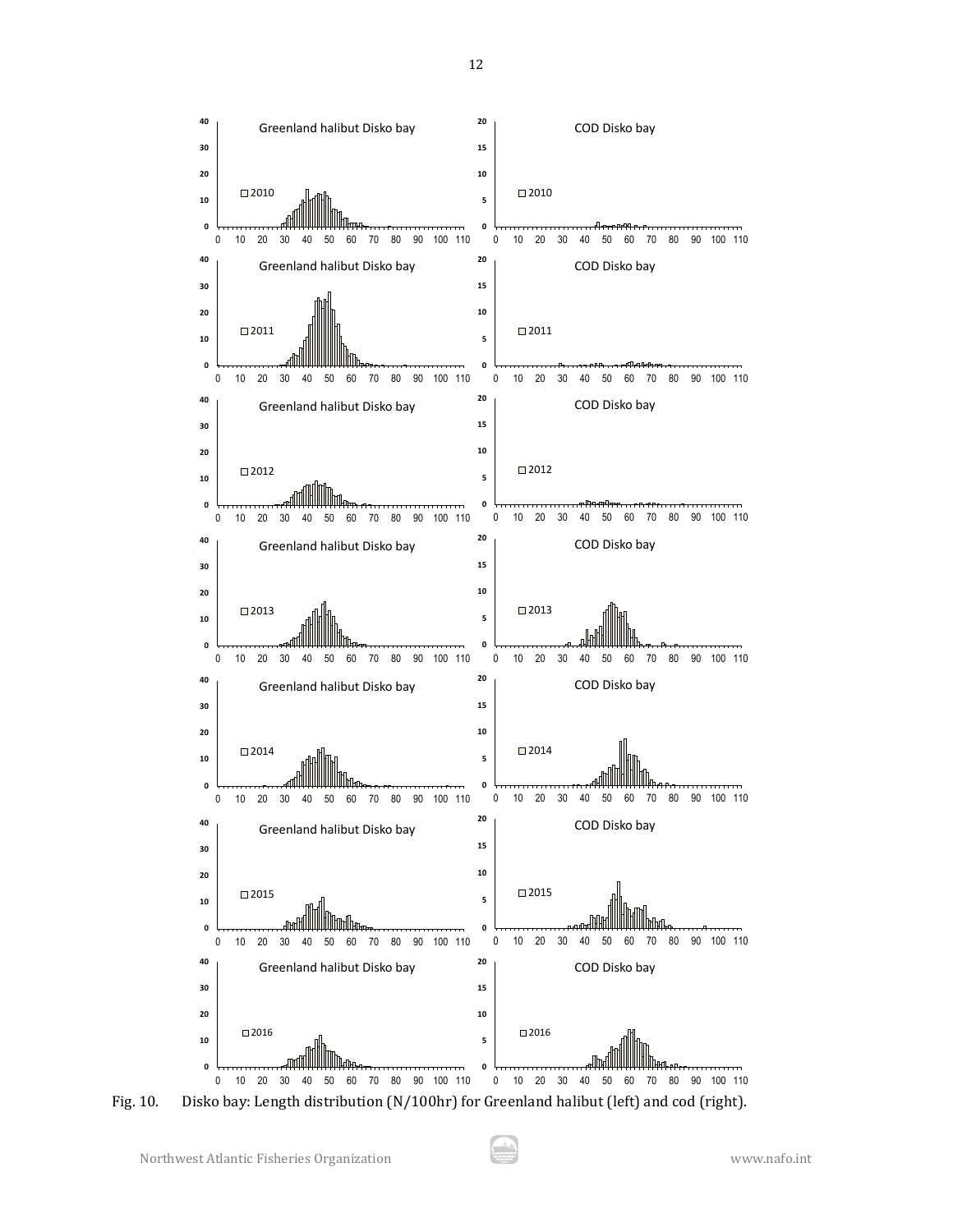Fig. 10. Disko bay: Length distribution (N/100hr) for Greenland halibut (left) and cod (right).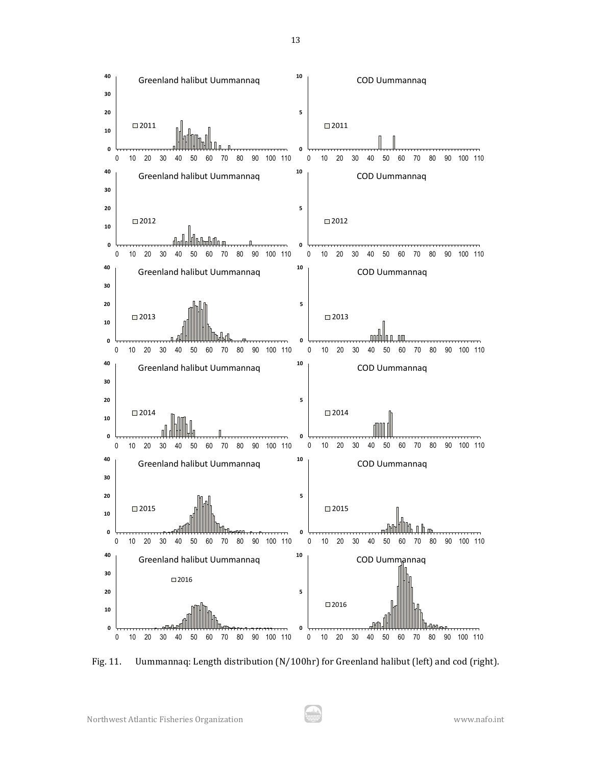Fig. 11. Uummannaq: Length distribution (N/100hr) for Greenland halibut (left) and cod (right).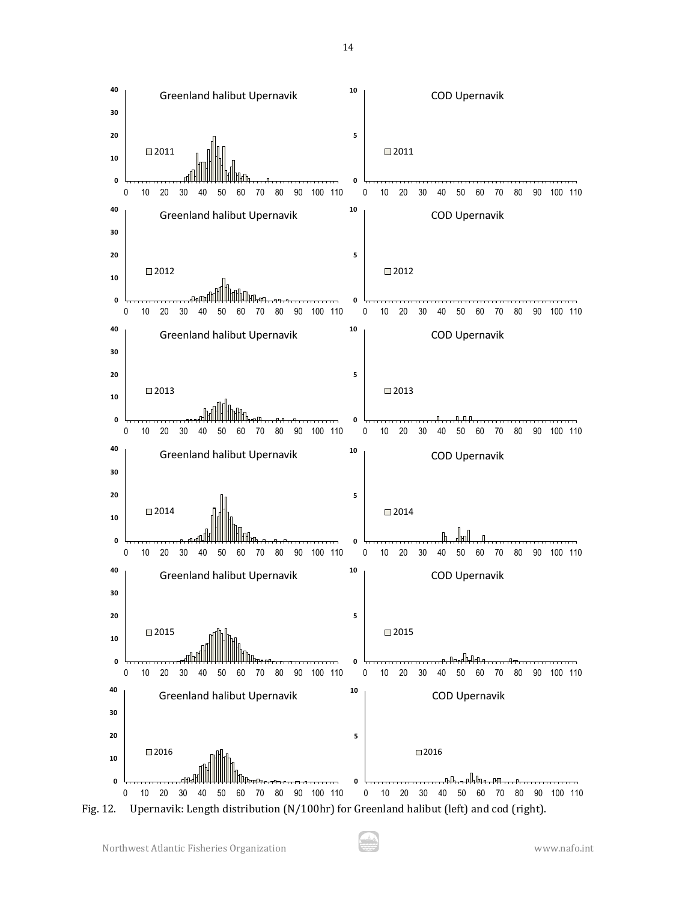Fig. 12. Upernavik: Length distribution (N/100hr) for Greenland halibut (left) and cod (right).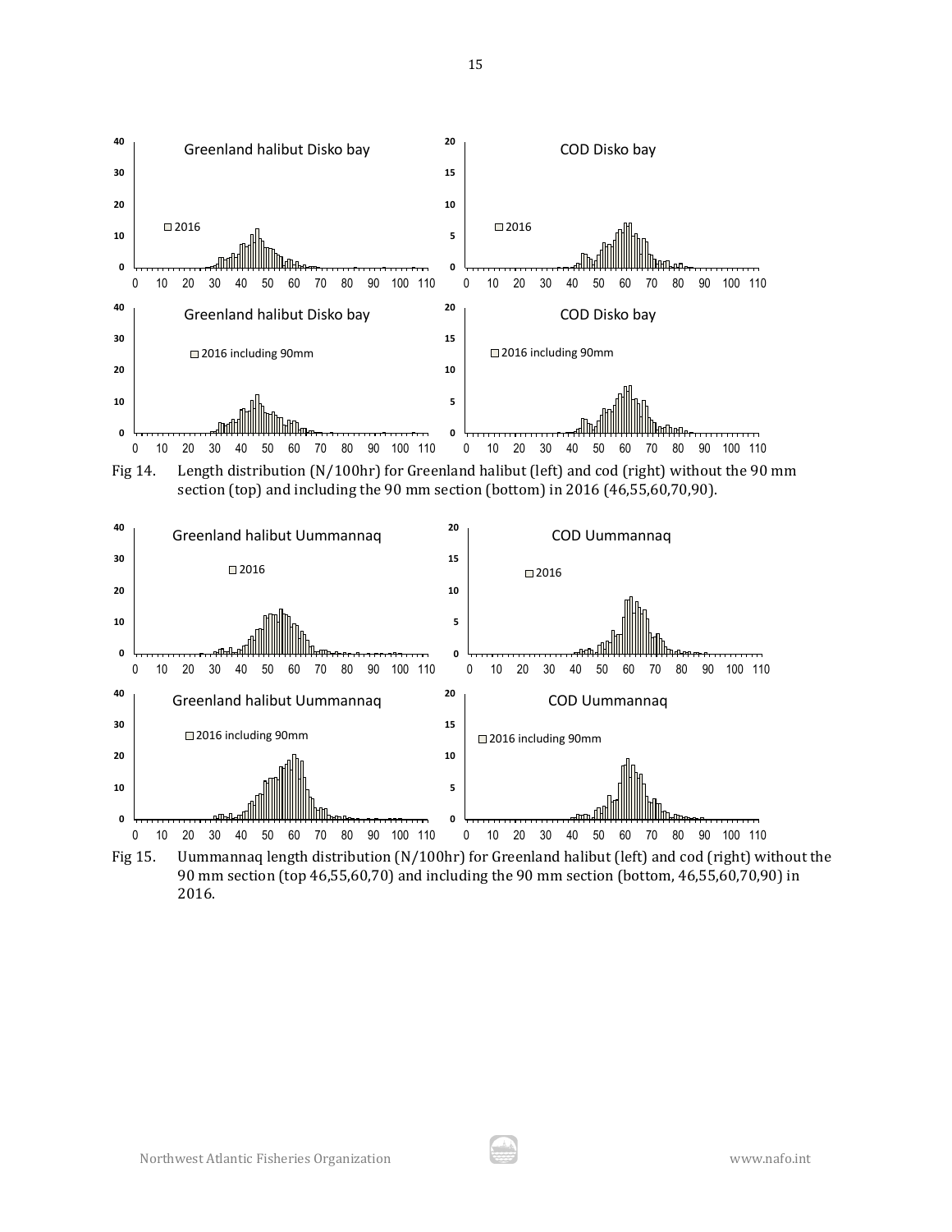Fig 14. Length distribution (N/100hr) for Greenland halibut (left) and cod (right) without the 90 mm section (top) and including the 90 mm section (bottom) in 2016 (46,55,60,70,90).

Fig 15. Uummannaq length distribution (N/100hr) for Greenland halibut (left) and cod (right) without the 90 mm section (top 46,55,60,70) and including the 90 mm section (bottom, 46,55,60,70,90) in 2016.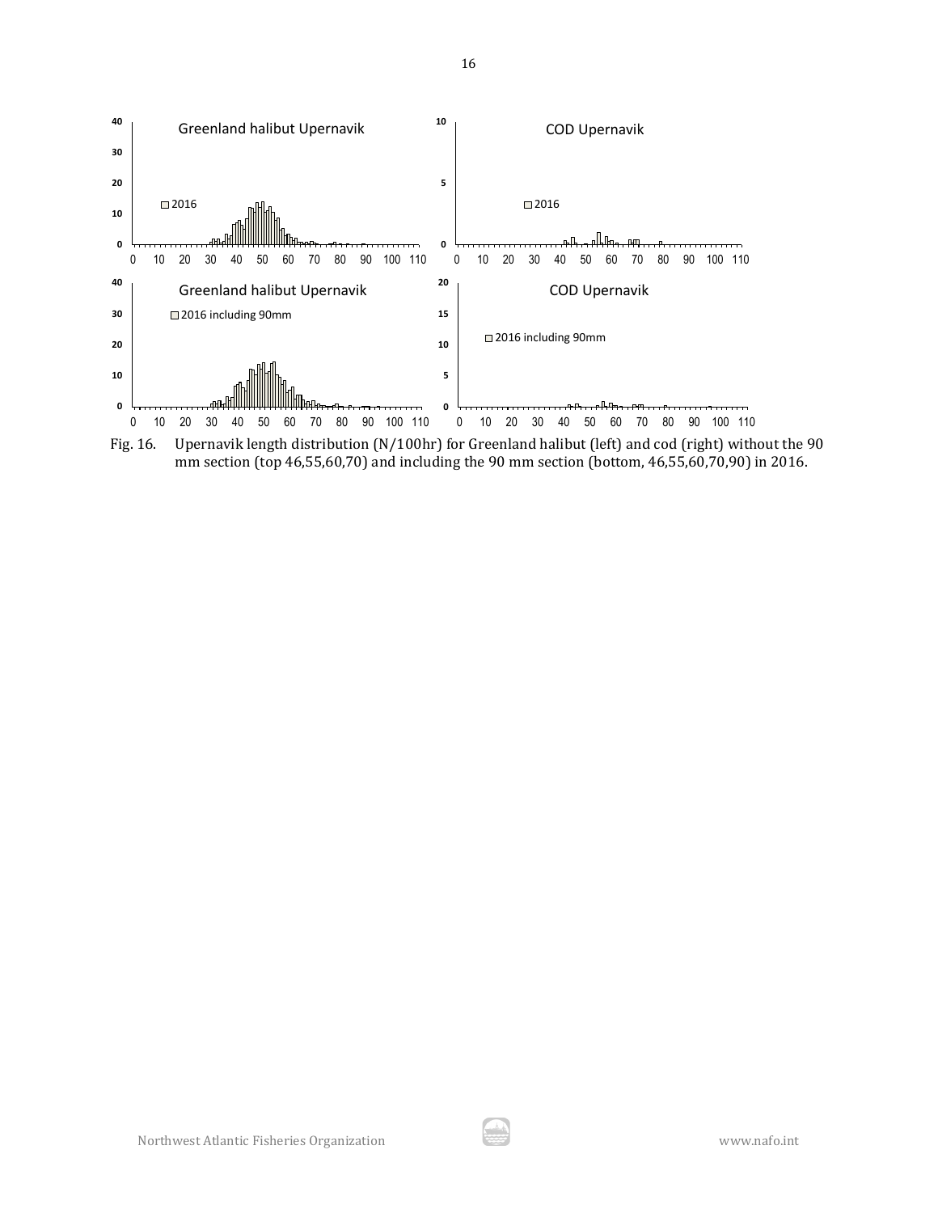Greenland halibut Upernavik

40
30
20
10
0

2016

0 10 20 30 40 50 60 70 80 90 100 110

COD Upernavik

10
5
0

2016

0 10 20 30 40 50 60 70 80 90 100 110

Greenland halibut Upernavik

40
30
20
10
0

2016 including 90mm

0 10 20 30 40 50 60 70 80 90 100 110

COD Upernavik

20
15
10
5
0

2016 including 90mm

0 10 20 30 40 50 60 70 80 90 100 110

Fig. 16. Upernavik length distribution (N/100hr) for Greenland halibut (left) and cod (right) without the 90 mm section (top 46,55,60,70) and including the 90 mm section (bottom, 46,55,60,70,90) in 2016.